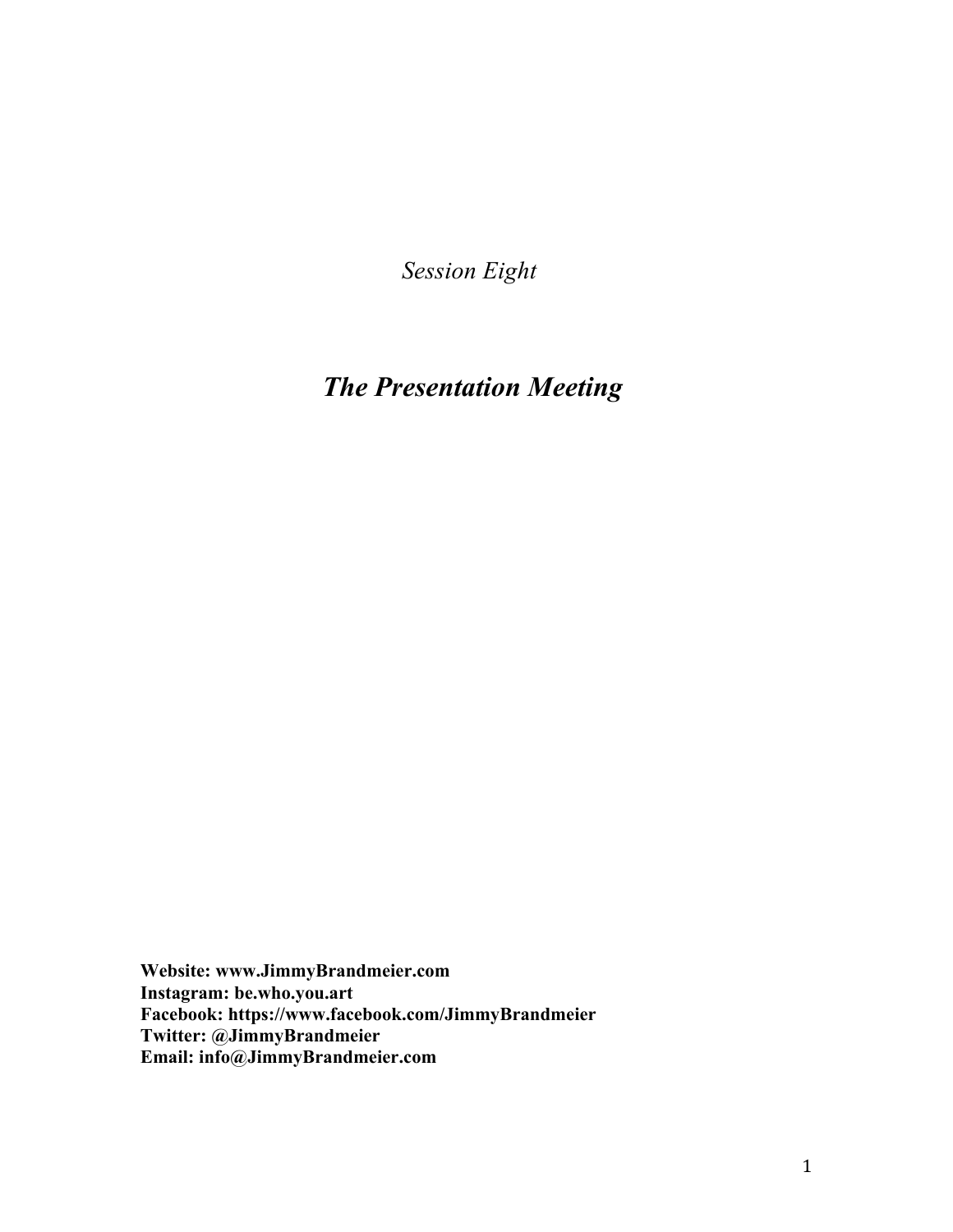*Session Eight*

# *The Presentation Meeting*

**Website: www.JimmyBrandmeier.com**
**Instagram: be.who.you.art**
**Facebook: https://www.facebook.com/JimmyBrandmeier**
**Twitter: @JimmyBrandmeier**
**Email: info@JimmyBrandmeier.com**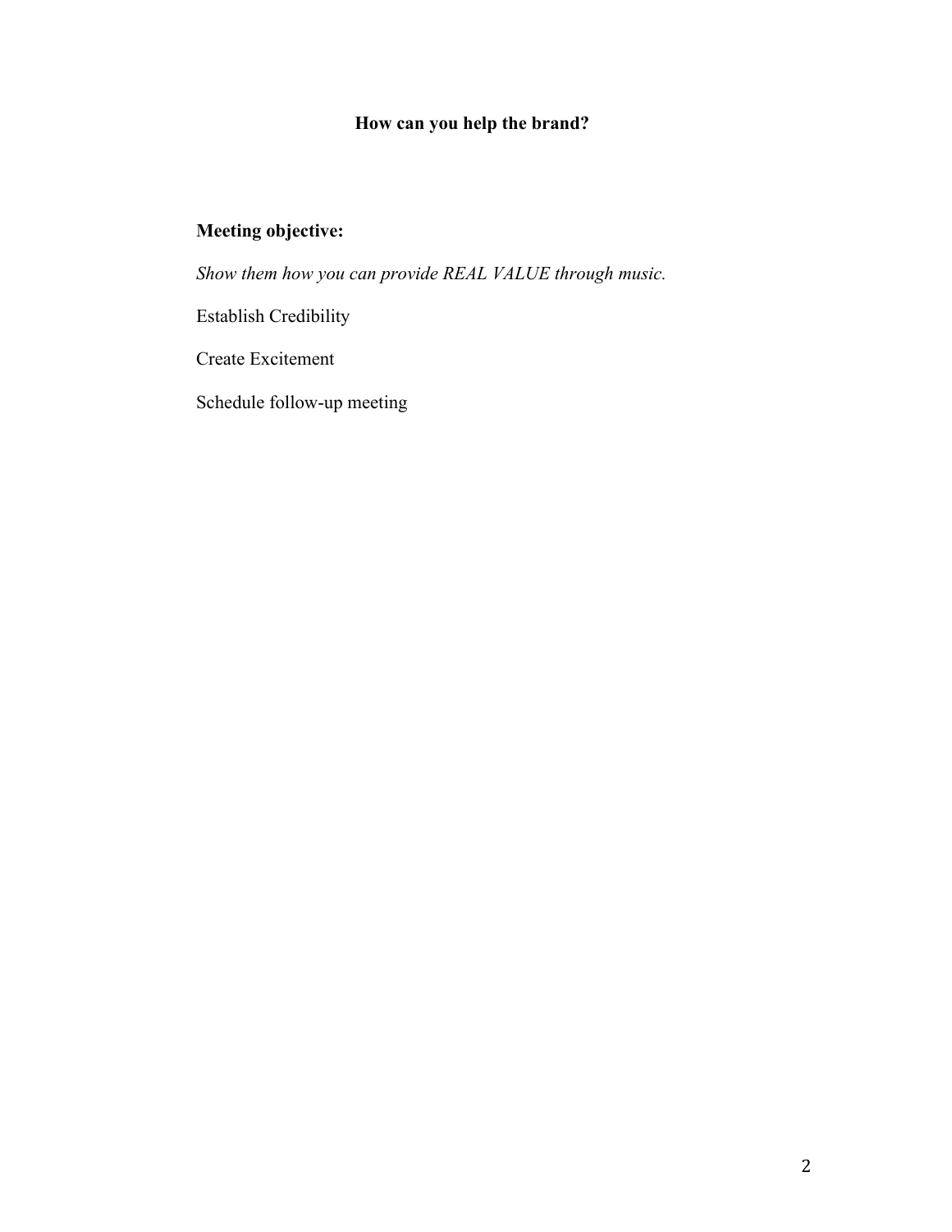## How can you help the brand?

### Meeting objective:

*Show them how you can provide REAL VALUE through music.*

Establish Credibility

Create Excitement

Schedule follow-up meeting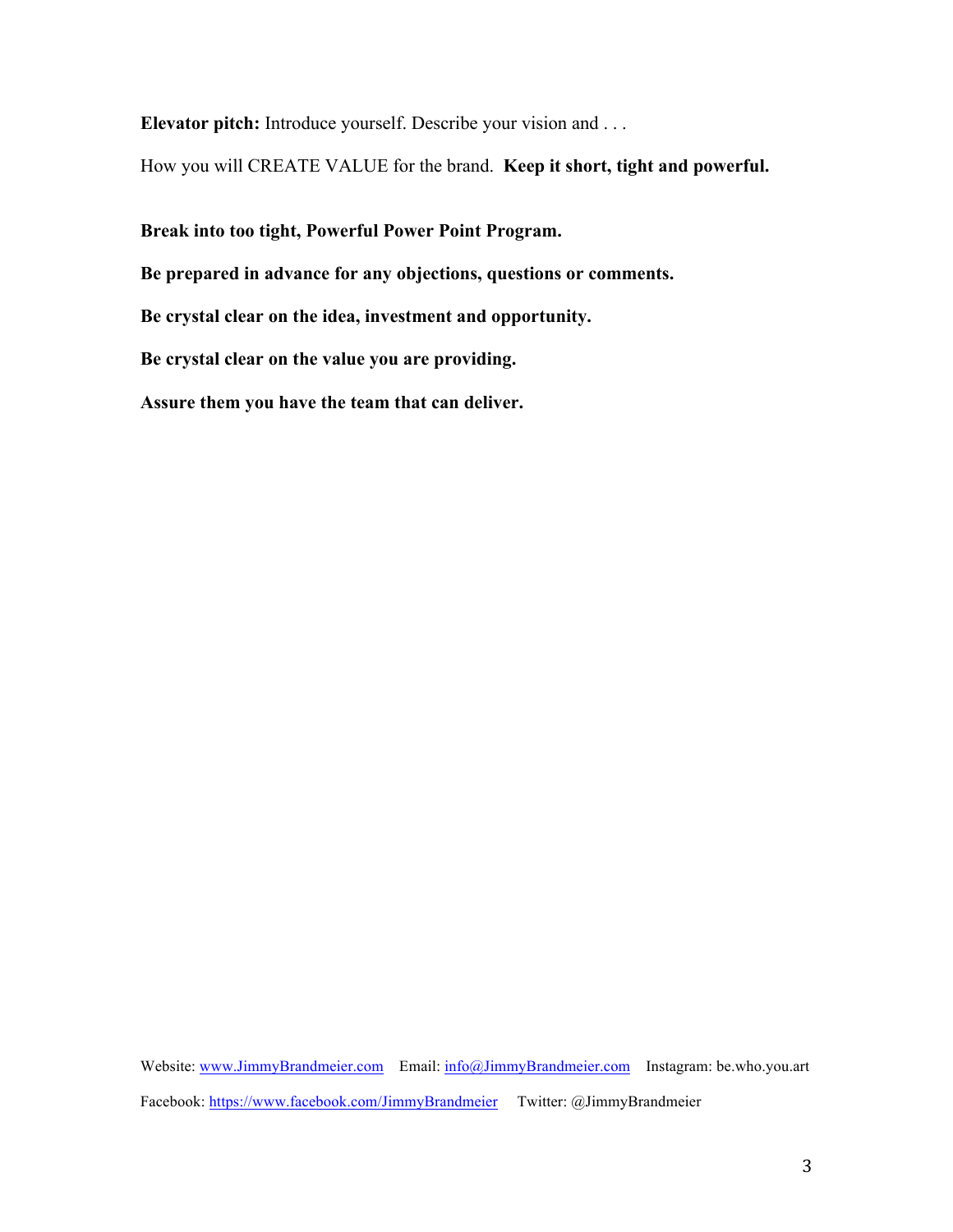**Elevator pitch:** Introduce yourself. Describe your vision and . . .

How you will CREATE VALUE for the brand. **Keep it short, tight and powerful.**

**Break into too tight, Powerful Power Point Program.**

**Be prepared in advance for any objections, questions or comments.**

**Be crystal clear on the idea, investment and opportunity.**

**Be crystal clear on the value you are providing.**

**Assure them you have the team that can deliver.**

Website: www.JimmyBrandmeier.com Email: info@JimmyBrandmeier.com Instagram: be.who.you.art

Facebook: https://www.facebook.com/JimmyBrandmeier Twitter: @JimmyBrandmeier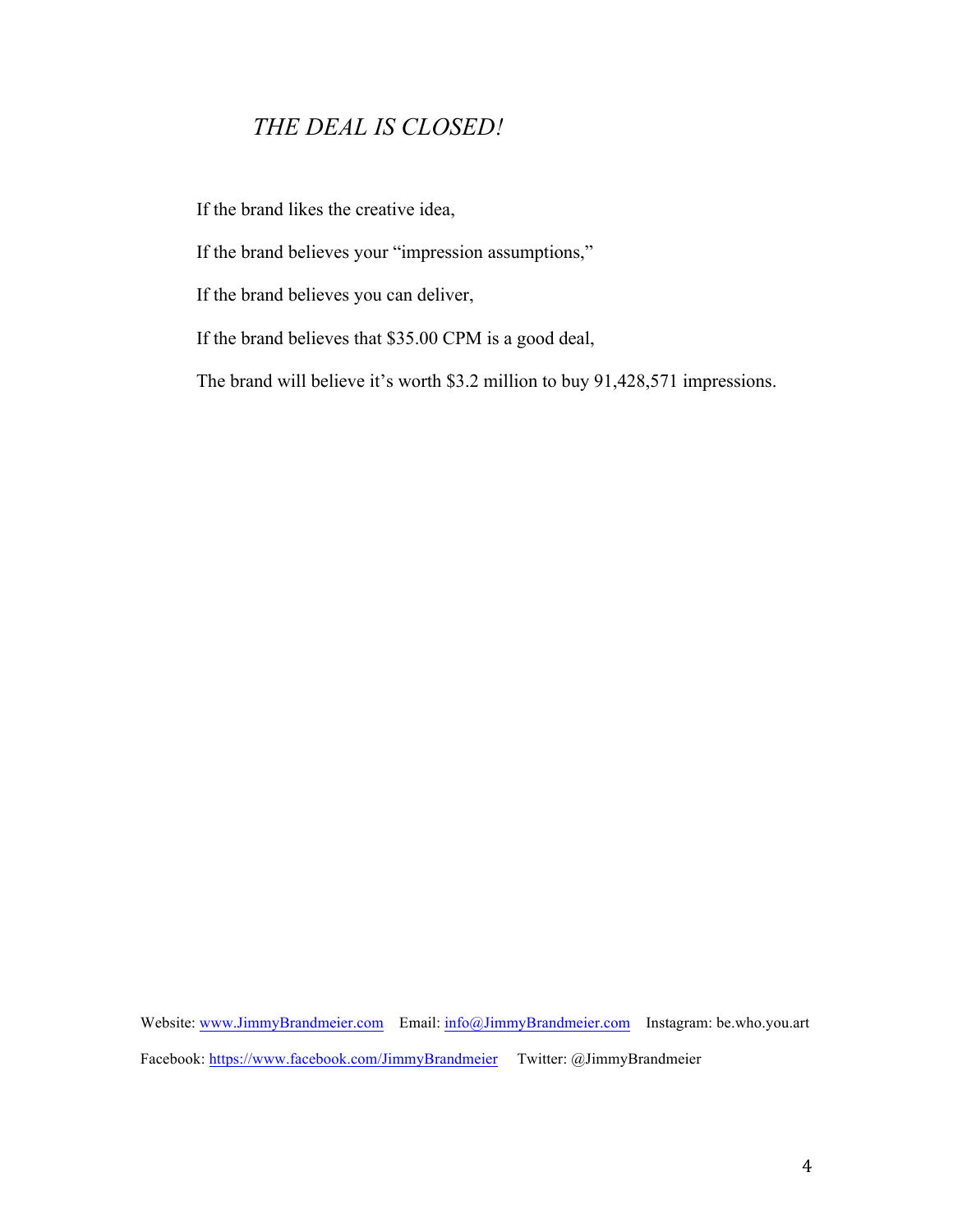### *THE DEAL IS CLOSED!*

If the brand likes the creative idea,

If the brand believes your "impression assumptions,"

If the brand believes you can deliver,

If the brand believes that $35.00 CPM is a good deal,

The brand will believe it's worth $3.2 million to buy 91,428,571 impressions.

Website: www.JimmyBrandmeier.com Email: info@JimmyBrandmeier.com Instagram: be.who.you.art

Facebook: https://www.facebook.com/JimmyBrandmeier Twitter: @JimmyBrandmeier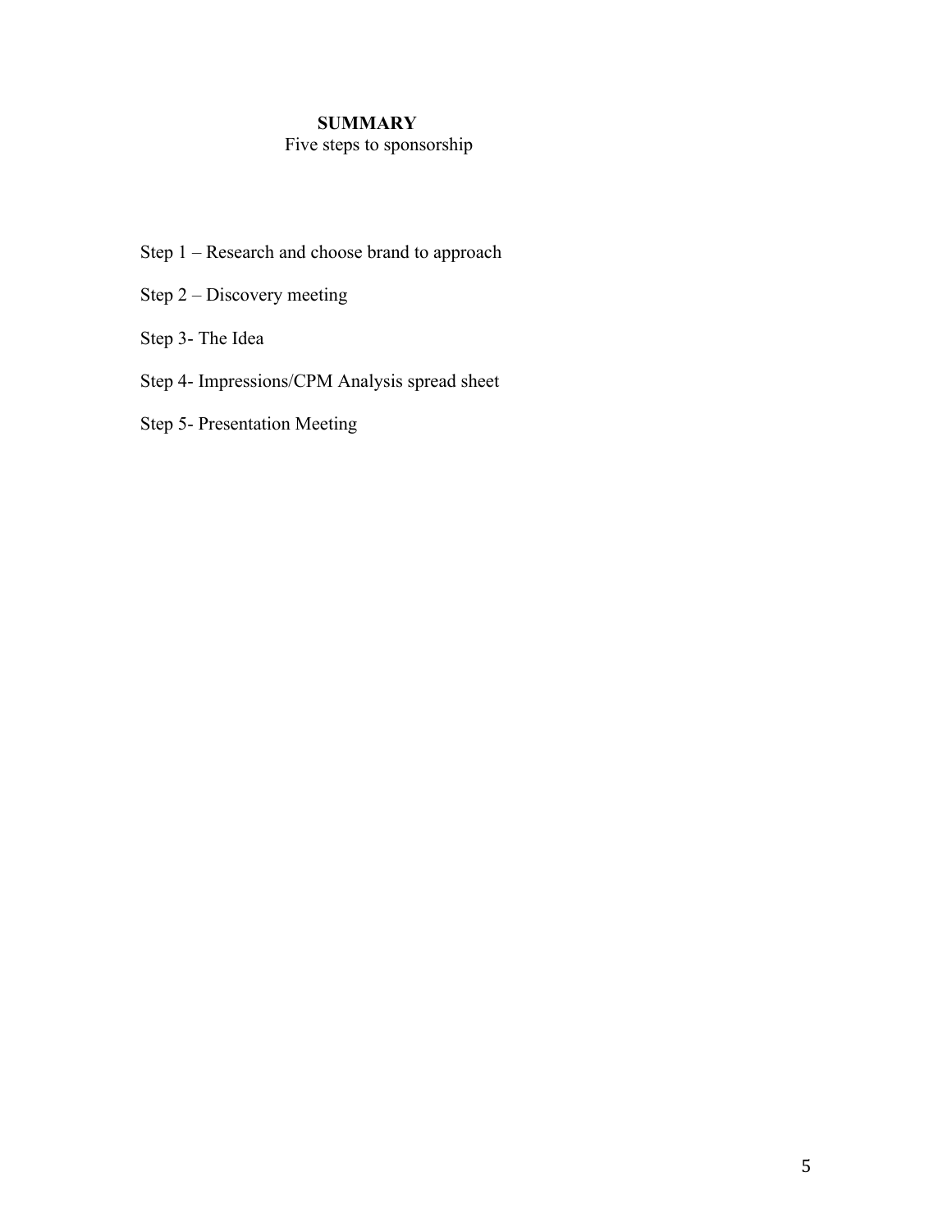# SUMMARY

Five steps to sponsorship

Step 1 – Research and choose brand to approach

Step 2 – Discovery meeting

Step 3- The Idea

Step 4- Impressions/CPM Analysis spread sheet

Step 5- Presentation Meeting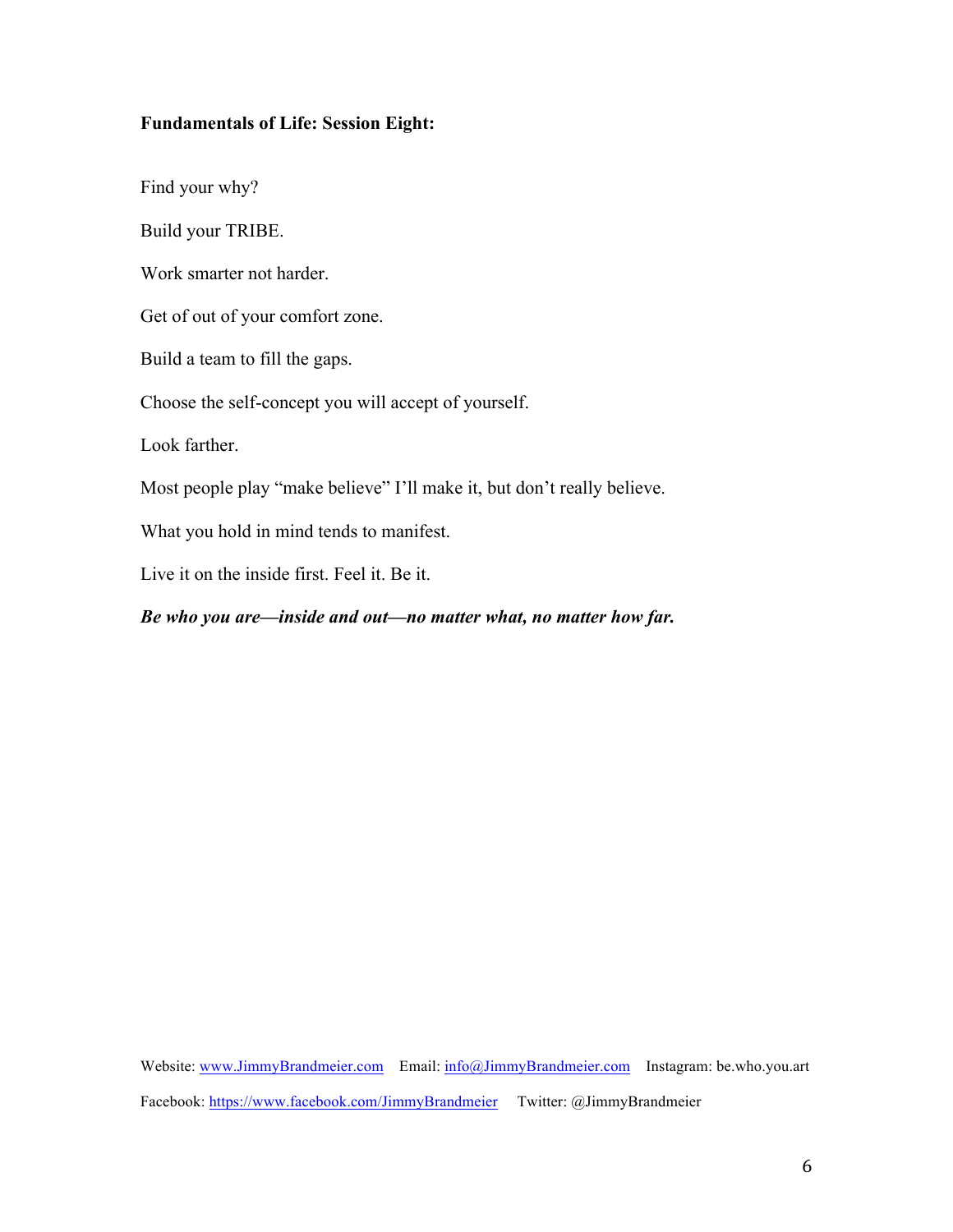**Fundamentals of Life: Session Eight:**

Find your why?

Build your TRIBE.

Work smarter not harder.

Get of out of your comfort zone.

Build a team to fill the gaps.

Choose the self-concept you will accept of yourself.

Look farther.

Most people play "make believe" I'll make it, but don't really believe.

What you hold in mind tends to manifest.

Live it on the inside first. Feel it. Be it.

***Be who you are—inside and out—no matter what, no matter how far.***

Website: www.JimmyBrandmeier.com Email: info@JimmyBrandmeier.com Instagram: be.who.you.art

Facebook: https://www.facebook.com/JimmyBrandmeier Twitter: @JimmyBrandmeier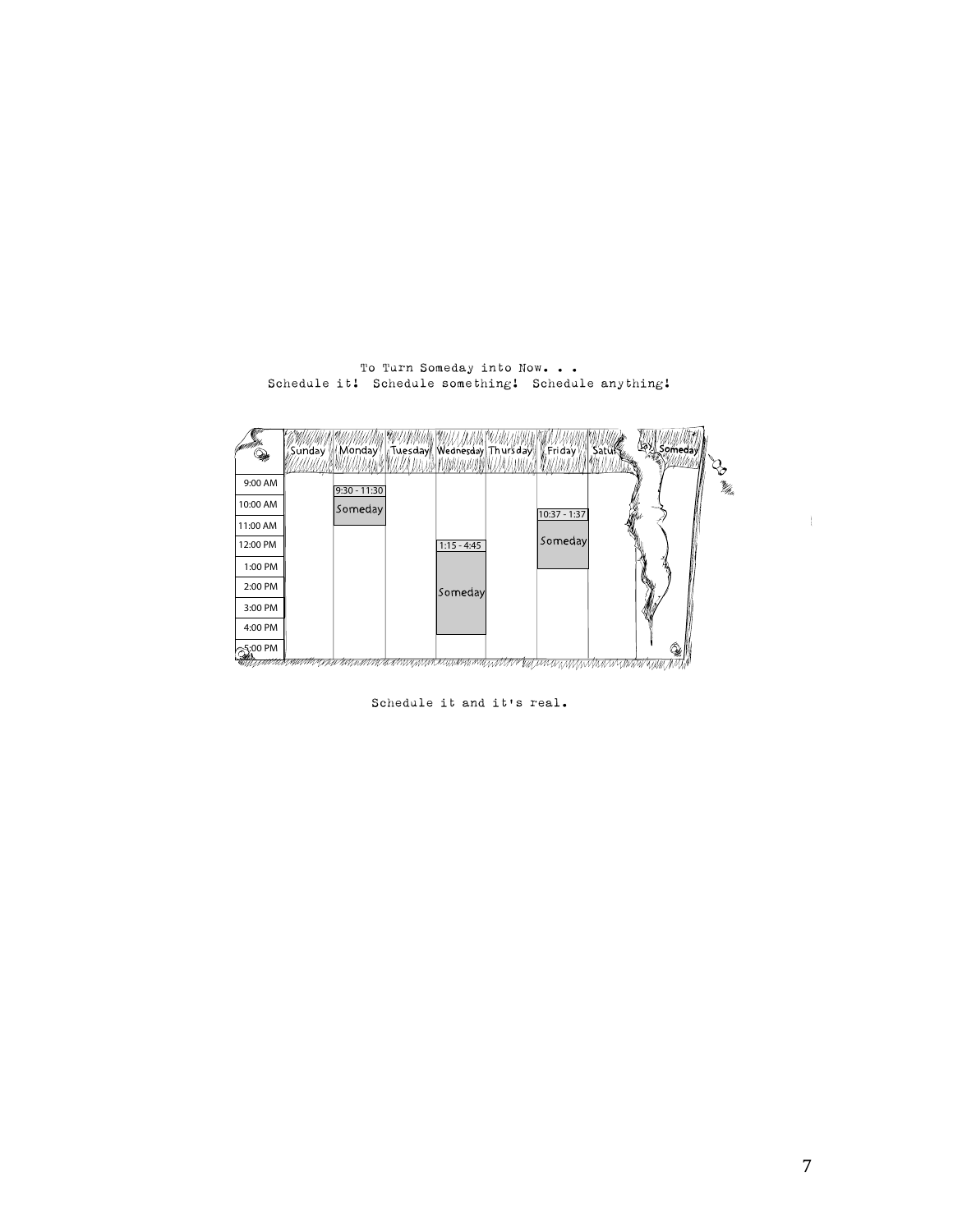To Turn Someday into Now. . .
Schedule it! Schedule something! Schedule anything!

| | Sunday | Monday | Tuesday | Wednesday | Thursday | Friday | Saturday | Someday |
|---|---|---|---|---|---|---|---|---|
| 9:00 AM | | 9:30 - 11:30 Someday | | | | | | |
| 10:00 AM | | | | | | 10:37 - 1:37 Someday | | |
| 11:00 AM | | | | | | | | |
| 12:00 PM | | | | | | | | |
| 1:00 PM | | | | 1:15 - 4:45 Someday | | | | |
| 2:00 PM | | | | | | | | |
| 3:00 PM | | | | | | | | |
| 4:00 PM | | | | | | | | |
| 5:00 PM | | | | | | | | |

Schedule it and it's real.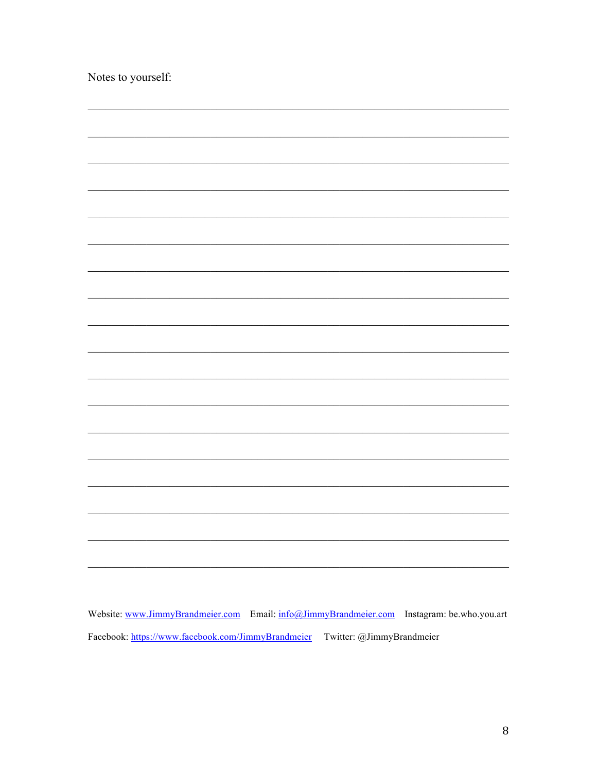Notes to yourself:

\_\_\_\_\_\_\_\_\_\_\_\_\_\_\_\_\_\_\_\_\_\_\_\_\_\_\_\_\_\_\_\_\_\_\_\_\_\_\_\_\_\_\_\_\_\_\_\_\_\_\_\_\_\_\_\_\_\_\_\_\_\_\_\_\_\_\_\_\_\_\_\_\_\_\_\_\_\_

\_\_\_\_\_\_\_\_\_\_\_\_\_\_\_\_\_\_\_\_\_\_\_\_\_\_\_\_\_\_\_\_\_\_\_\_\_\_\_\_\_\_\_\_\_\_\_\_\_\_\_\_\_\_\_\_\_\_\_\_\_\_\_\_\_\_\_\_\_\_\_\_\_\_\_\_\_\_

\_\_\_\_\_\_\_\_\_\_\_\_\_\_\_\_\_\_\_\_\_\_\_\_\_\_\_\_\_\_\_\_\_\_\_\_\_\_\_\_\_\_\_\_\_\_\_\_\_\_\_\_\_\_\_\_\_\_\_\_\_\_\_\_\_\_\_\_\_\_\_\_\_\_\_\_\_\_

\_\_\_\_\_\_\_\_\_\_\_\_\_\_\_\_\_\_\_\_\_\_\_\_\_\_\_\_\_\_\_\_\_\_\_\_\_\_\_\_\_\_\_\_\_\_\_\_\_\_\_\_\_\_\_\_\_\_\_\_\_\_\_\_\_\_\_\_\_\_\_\_\_\_\_\_\_\_

\_\_\_\_\_\_\_\_\_\_\_\_\_\_\_\_\_\_\_\_\_\_\_\_\_\_\_\_\_\_\_\_\_\_\_\_\_\_\_\_\_\_\_\_\_\_\_\_\_\_\_\_\_\_\_\_\_\_\_\_\_\_\_\_\_\_\_\_\_\_\_\_\_\_\_\_\_\_

\_\_\_\_\_\_\_\_\_\_\_\_\_\_\_\_\_\_\_\_\_\_\_\_\_\_\_\_\_\_\_\_\_\_\_\_\_\_\_\_\_\_\_\_\_\_\_\_\_\_\_\_\_\_\_\_\_\_\_\_\_\_\_\_\_\_\_\_\_\_\_\_\_\_\_\_\_\_

\_\_\_\_\_\_\_\_\_\_\_\_\_\_\_\_\_\_\_\_\_\_\_\_\_\_\_\_\_\_\_\_\_\_\_\_\_\_\_\_\_\_\_\_\_\_\_\_\_\_\_\_\_\_\_\_\_\_\_\_\_\_\_\_\_\_\_\_\_\_\_\_\_\_\_\_\_\_

\_\_\_\_\_\_\_\_\_\_\_\_\_\_\_\_\_\_\_\_\_\_\_\_\_\_\_\_\_\_\_\_\_\_\_\_\_\_\_\_\_\_\_\_\_\_\_\_\_\_\_\_\_\_\_\_\_\_\_\_\_\_\_\_\_\_\_\_\_\_\_\_\_\_\_\_\_\_

\_\_\_\_\_\_\_\_\_\_\_\_\_\_\_\_\_\_\_\_\_\_\_\_\_\_\_\_\_\_\_\_\_\_\_\_\_\_\_\_\_\_\_\_\_\_\_\_\_\_\_\_\_\_\_\_\_\_\_\_\_\_\_\_\_\_\_\_\_\_\_\_\_\_\_\_\_\_

\_\_\_\_\_\_\_\_\_\_\_\_\_\_\_\_\_\_\_\_\_\_\_\_\_\_\_\_\_\_\_\_\_\_\_\_\_\_\_\_\_\_\_\_\_\_\_\_\_\_\_\_\_\_\_\_\_\_\_\_\_\_\_\_\_\_\_\_\_\_\_\_\_\_\_\_\_\_

\_\_\_\_\_\_\_\_\_\_\_\_\_\_\_\_\_\_\_\_\_\_\_\_\_\_\_\_\_\_\_\_\_\_\_\_\_\_\_\_\_\_\_\_\_\_\_\_\_\_\_\_\_\_\_\_\_\_\_\_\_\_\_\_\_\_\_\_\_\_\_\_\_\_\_\_\_\_

\_\_\_\_\_\_\_\_\_\_\_\_\_\_\_\_\_\_\_\_\_\_\_\_\_\_\_\_\_\_\_\_\_\_\_\_\_\_\_\_\_\_\_\_\_\_\_\_\_\_\_\_\_\_\_\_\_\_\_\_\_\_\_\_\_\_\_\_\_\_\_\_\_\_\_\_\_\_

\_\_\_\_\_\_\_\_\_\_\_\_\_\_\_\_\_\_\_\_\_\_\_\_\_\_\_\_\_\_\_\_\_\_\_\_\_\_\_\_\_\_\_\_\_\_\_\_\_\_\_\_\_\_\_\_\_\_\_\_\_\_\_\_\_\_\_\_\_\_\_\_\_\_\_\_\_\_

\_\_\_\_\_\_\_\_\_\_\_\_\_\_\_\_\_\_\_\_\_\_\_\_\_\_\_\_\_\_\_\_\_\_\_\_\_\_\_\_\_\_\_\_\_\_\_\_\_\_\_\_\_\_\_\_\_\_\_\_\_\_\_\_\_\_\_\_\_\_\_\_\_\_\_\_\_\_

\_\_\_\_\_\_\_\_\_\_\_\_\_\_\_\_\_\_\_\_\_\_\_\_\_\_\_\_\_\_\_\_\_\_\_\_\_\_\_\_\_\_\_\_\_\_\_\_\_\_\_\_\_\_\_\_\_\_\_\_\_\_\_\_\_\_\_\_\_\_\_\_\_\_\_\_\_\_

\_\_\_\_\_\_\_\_\_\_\_\_\_\_\_\_\_\_\_\_\_\_\_\_\_\_\_\_\_\_\_\_\_\_\_\_\_\_\_\_\_\_\_\_\_\_\_\_\_\_\_\_\_\_\_\_\_\_\_\_\_\_\_\_\_\_\_\_\_\_\_\_\_\_\_\_\_\_

\_\_\_\_\_\_\_\_\_\_\_\_\_\_\_\_\_\_\_\_\_\_\_\_\_\_\_\_\_\_\_\_\_\_\_\_\_\_\_\_\_\_\_\_\_\_\_\_\_\_\_\_\_\_\_\_\_\_\_\_\_\_\_\_\_\_\_\_\_\_\_\_\_\_\_\_\_\_

\_\_\_\_\_\_\_\_\_\_\_\_\_\_\_\_\_\_\_\_\_\_\_\_\_\_\_\_\_\_\_\_\_\_\_\_\_\_\_\_\_\_\_\_\_\_\_\_\_\_\_\_\_\_\_\_\_\_\_\_\_\_\_\_\_\_\_\_\_\_\_\_\_\_\_\_\_\_

Website: www.JimmyBrandmeier.com Email: info@JimmyBrandmeier.com Instagram: be.who.you.art

Facebook: https://www.facebook.com/JimmyBrandmeier Twitter: @JimmyBrandmeier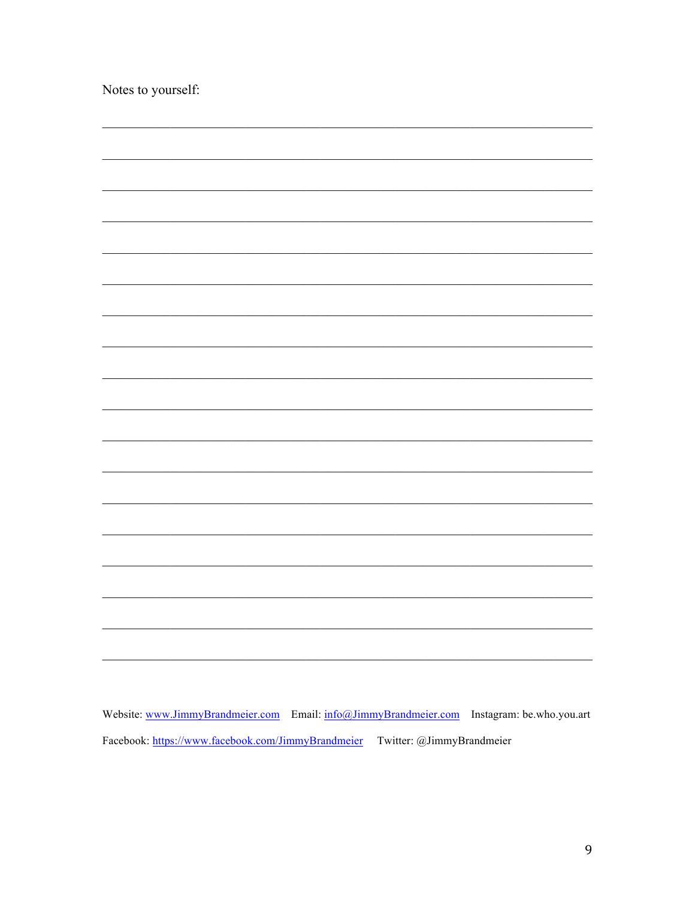Notes to yourself:

Website: [www.JimmyBrandmeier.com](http://www.JimmyBrandmeier.com) Email: [info@JimmyBrandmeier.com](mailto:info@JimmyBrandmeier.com) Instagram: be.who.you.art

Facebook: [https://www.facebook.com/JimmyBrandmeier](https://www.facebook.com/JimmyBrandmeier) Twitter: @JimmyBrandmeier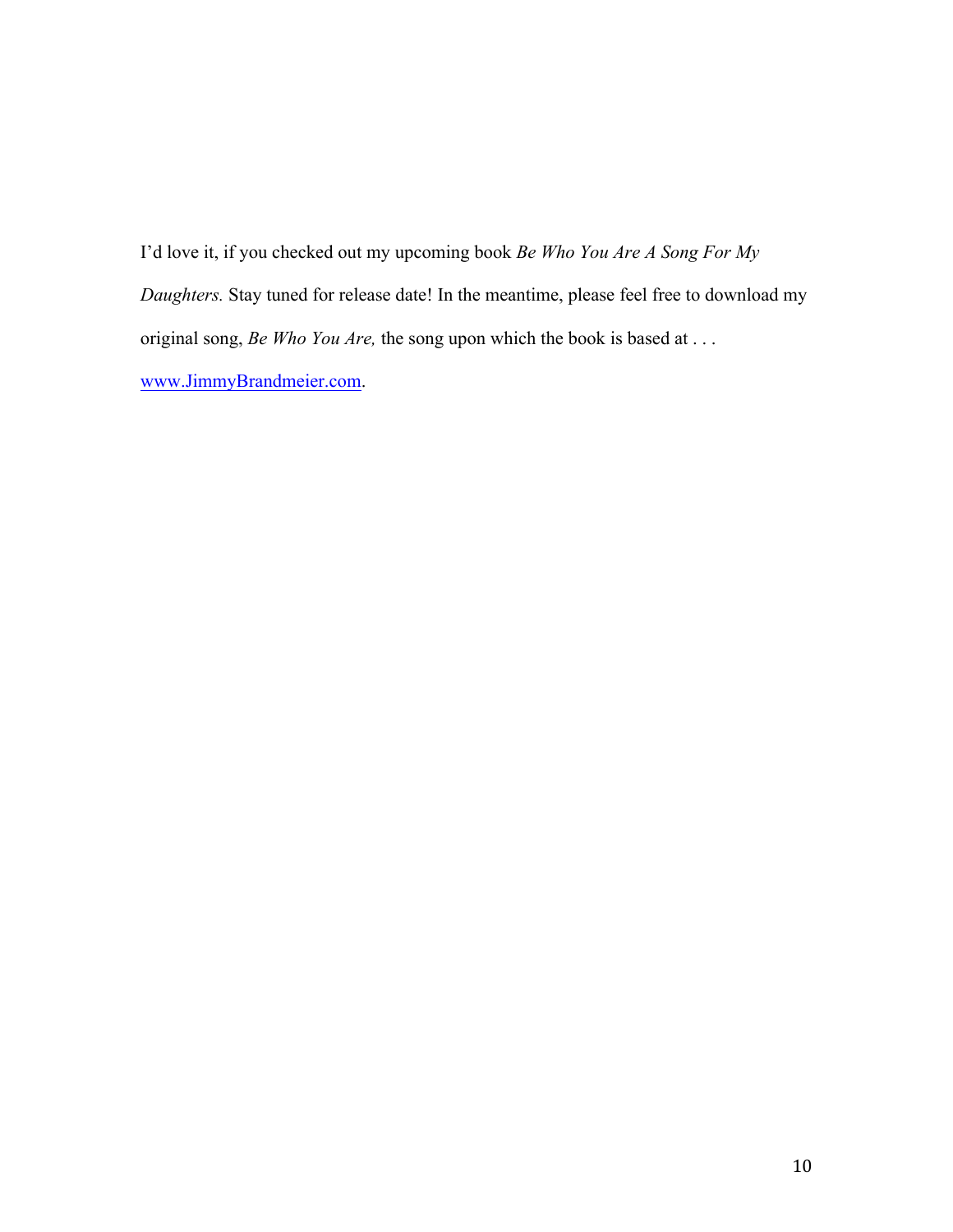I'd love it, if you checked out my upcoming book *Be Who You Are A Song For My Daughters.* Stay tuned for release date! In the meantime, please feel free to download my original song, *Be Who You Are,* the song upon which the book is based at . . . www.JimmyBrandmeier.com.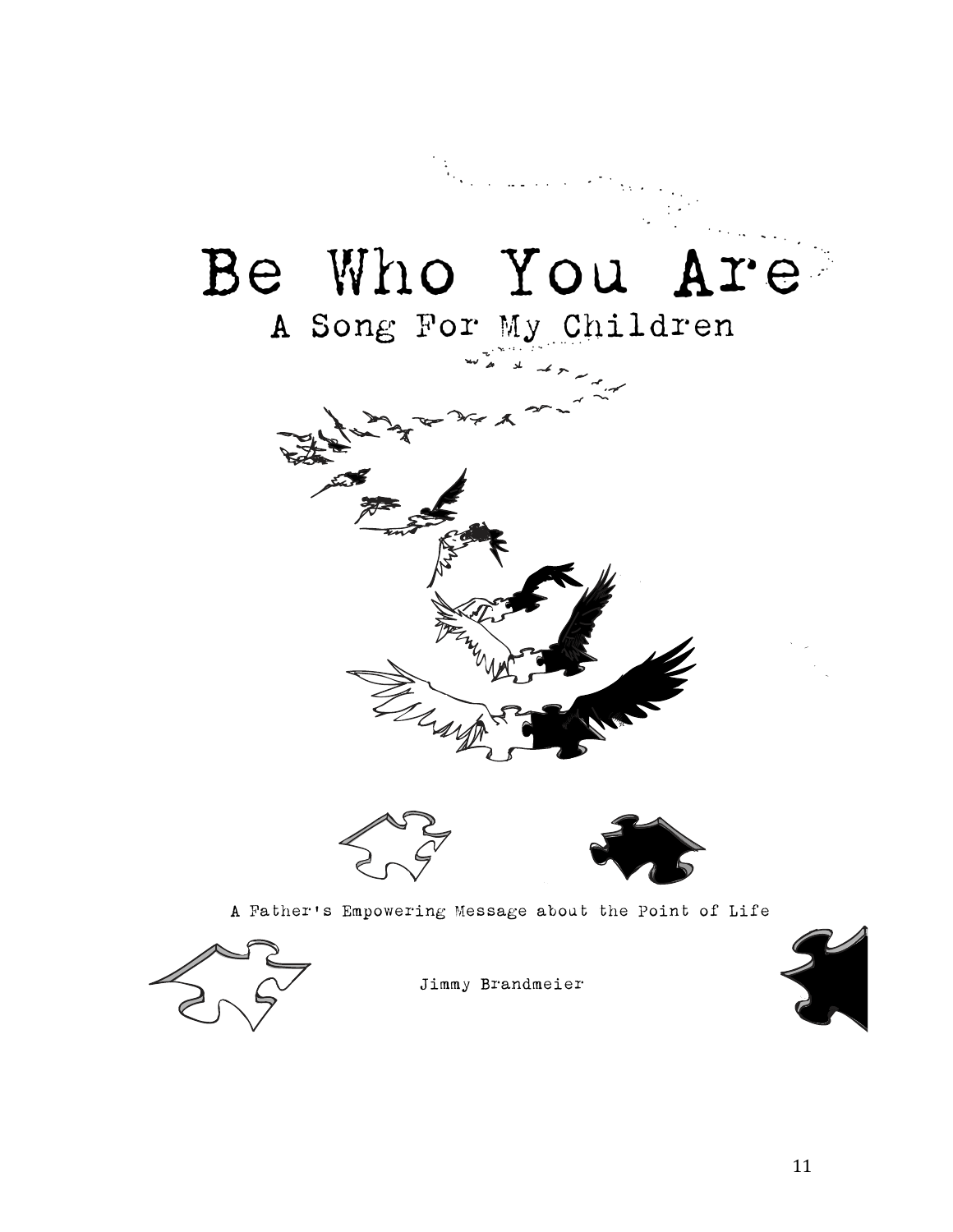# Be Who You Are

## A Song For My Children

A Father's Empowering Message about the Point of Life

Jimmy Brandmeier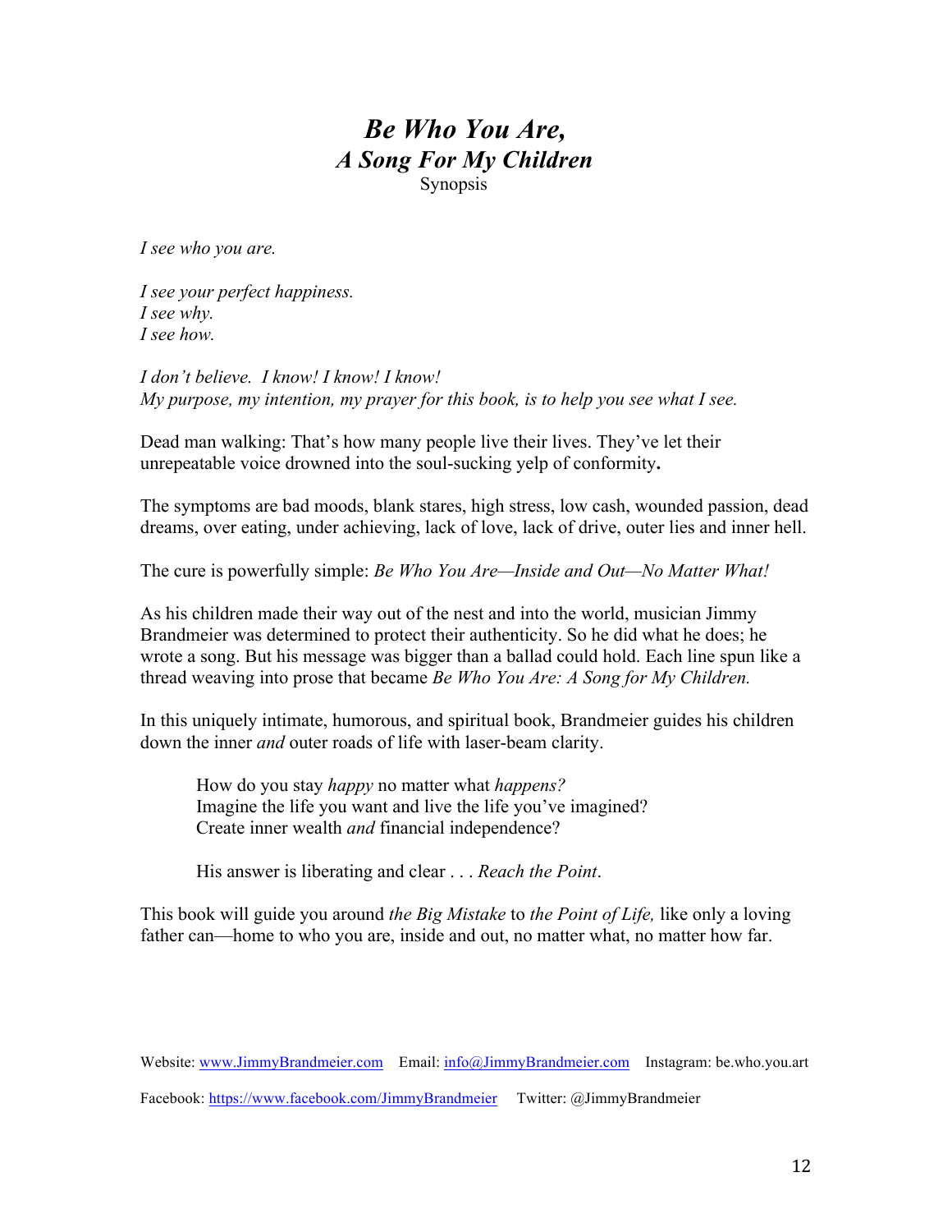# *Be Who You Are,*
# *A Song For My Children*

Synopsis

*I see who you are.*

*I see your perfect happiness.*
*I see why.*
*I see how.*

*I don't believe. I know! I know! I know!*
*My purpose, my intention, my prayer for this book, is to help you see what I see.*

Dead man walking: That's how many people live their lives. They've let their unrepeatable voice drowned into the soul-sucking yelp of conformity**.**

The symptoms are bad moods, blank stares, high stress, low cash, wounded passion, dead dreams, over eating, under achieving, lack of love, lack of drive, outer lies and inner hell.

The cure is powerfully simple: *Be Who You Are—Inside and Out—No Matter What!*

As his children made their way out of the nest and into the world, musician Jimmy Brandmeier was determined to protect their authenticity. So he did what he does; he wrote a song. But his message was bigger than a ballad could hold. Each line spun like a thread weaving into prose that became *Be Who You Are: A Song for My Children.*

In this uniquely intimate, humorous, and spiritual book, Brandmeier guides his children down the inner *and* outer roads of life with laser-beam clarity.

> How do you stay *happy* no matter what *happens?*
> Imagine the life you want and live the life you've imagined?
> Create inner wealth *and* financial independence?
>
> His answer is liberating and clear . . . *Reach the Point*.

This book will guide you around *the Big Mistake* to *the Point of Life,* like only a loving father can—home to who you are, inside and out, no matter what, no matter how far.

Website: www.JimmyBrandmeier.com Email: info@JimmyBrandmeier.com Instagram: be.who.you.art

Facebook: https://www.facebook.com/JimmyBrandmeier Twitter: @JimmyBrandmeier